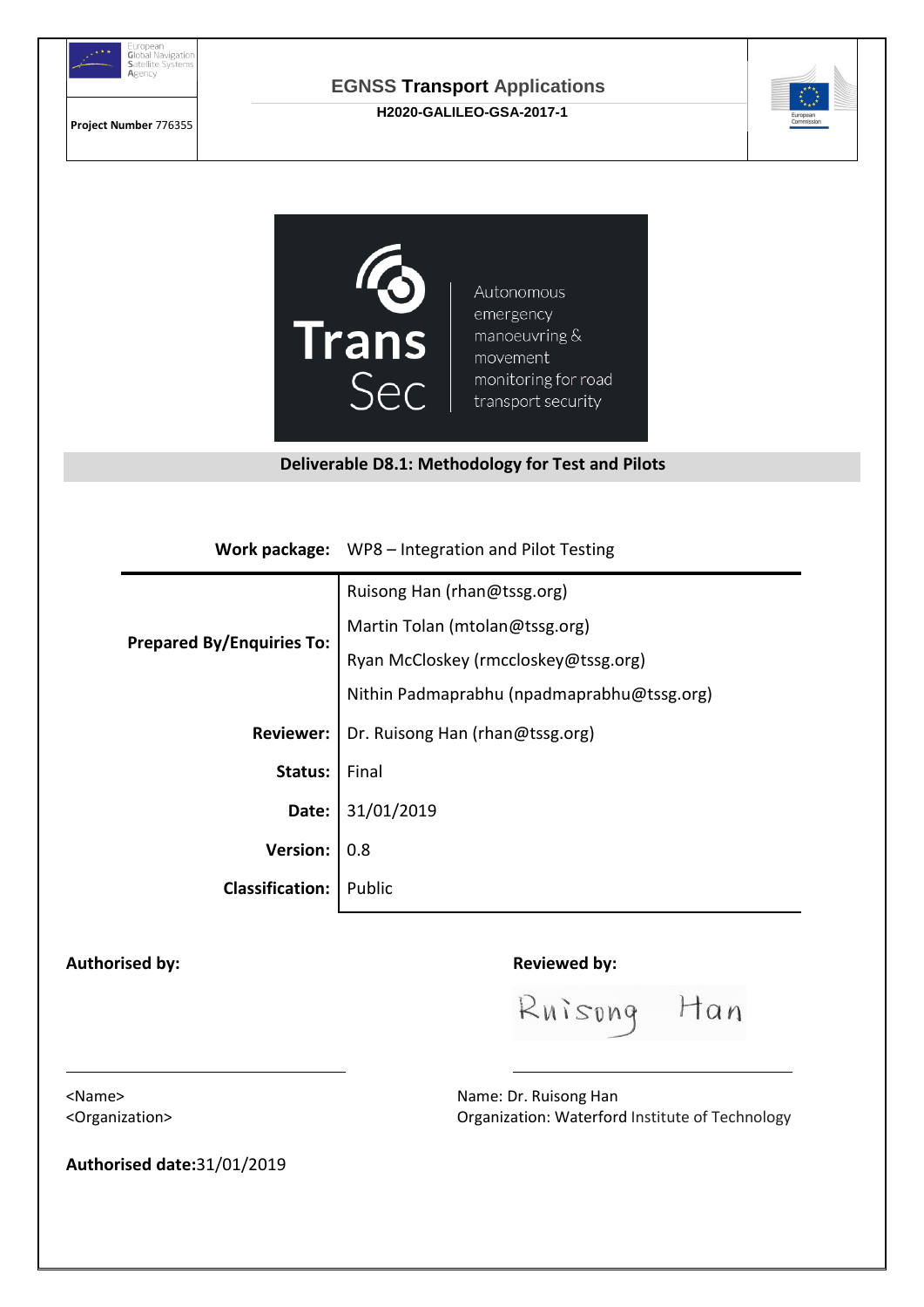European Global Navigation Satellite Systems Agency

**Project Number** 776355

**EGNSS Transport Applications**

**H2020-GALILEO-GSA-2017-1**

European Commission

Trans Sec

Autonomous emergency manoeuvring & movement monitoring for road transport security

# Deliverable D8.1: Methodology for Test and Pilots

| | |
|---|---|
| **Work package:** | WP8 – Integration and Pilot Testing |
| **Prepared By/Enquiries To:** | Ruisong Han (rhan@tssg.org)<br>Martin Tolan (mtolan@tssg.org)<br>Ryan McCloskey (rmccloskey@tssg.org)<br>Nithin Padmaprabhu (npadmaprabhu@tssg.org) |
| **Reviewer:** | Dr. Ruisong Han (rhan@tssg.org) |
| **Status:** | Final |
| **Date:** | 31/01/2019 |
| **Version:** | 0.8 |
| **Classification:** | Public |

**Authorised by:**

<Name>
<Organization>

**Reviewed by:**

Ruisong Han

Name: Dr. Ruisong Han
Organization: Waterford Institute of Technology

**Authorised date:**31/01/2019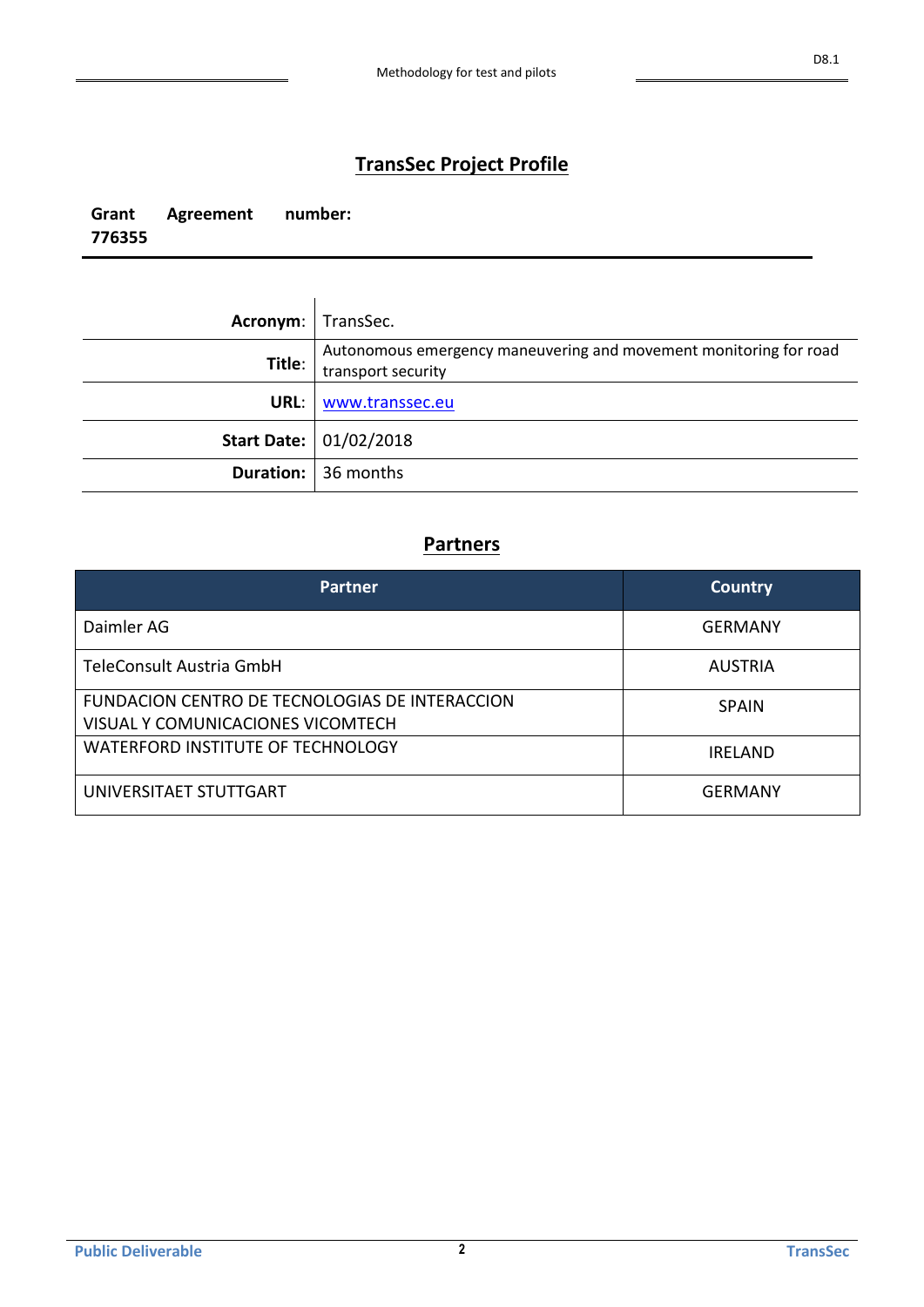# TransSec Project Profile

**Grant Agreement number: 776355**

| | |
|---|---|
| **Acronym**: | TransSec. |
| **Title**: | Autonomous emergency maneuvering and movement monitoring for road transport security |
| **URL**: | www.transsec.eu |
| **Start Date:** | 01/02/2018 |
| **Duration:** | 36 months |

## Partners

| Partner | Country |
|---|---|
| Daimler AG | GERMANY |
| TeleConsult Austria GmbH | AUSTRIA |
| FUNDACION CENTRO DE TECNOLOGIAS DE INTERACCION VISUAL Y COMUNICACIONES VICOMTECH | SPAIN |
| WATERFORD INSTITUTE OF TECHNOLOGY | IRELAND |
| UNIVERSITAET STUTTGART | GERMANY |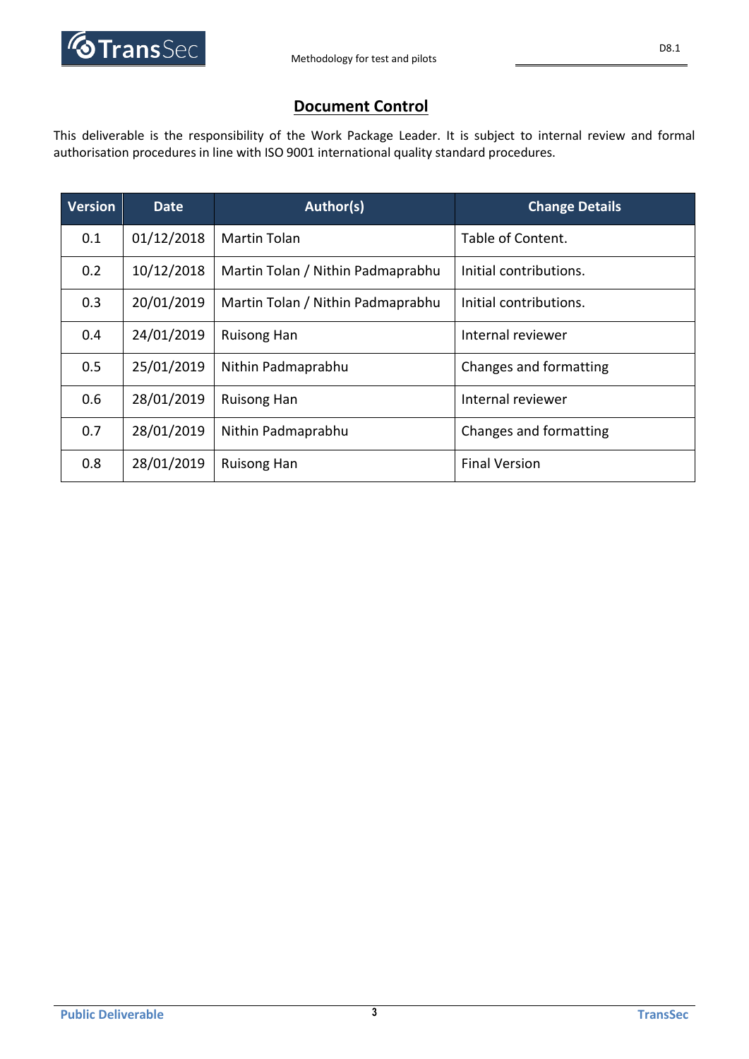## Document Control

This deliverable is the responsibility of the Work Package Leader. It is subject to internal review and formal authorisation procedures in line with ISO 9001 international quality standard procedures.

| Version | Date | Author(s) | Change Details |
|---|---|---|---|
| 0.1 | 01/12/2018 | Martin Tolan | Table of Content. |
| 0.2 | 10/12/2018 | Martin Tolan / Nithin Padmaprabhu | Initial contributions. |
| 0.3 | 20/01/2019 | Martin Tolan / Nithin Padmaprabhu | Initial contributions. |
| 0.4 | 24/01/2019 | Ruisong Han | Internal reviewer |
| 0.5 | 25/01/2019 | Nithin Padmaprabhu | Changes and formatting |
| 0.6 | 28/01/2019 | Ruisong Han | Internal reviewer |
| 0.7 | 28/01/2019 | Nithin Padmaprabhu | Changes and formatting |
| 0.8 | 28/01/2019 | Ruisong Han | Final Version |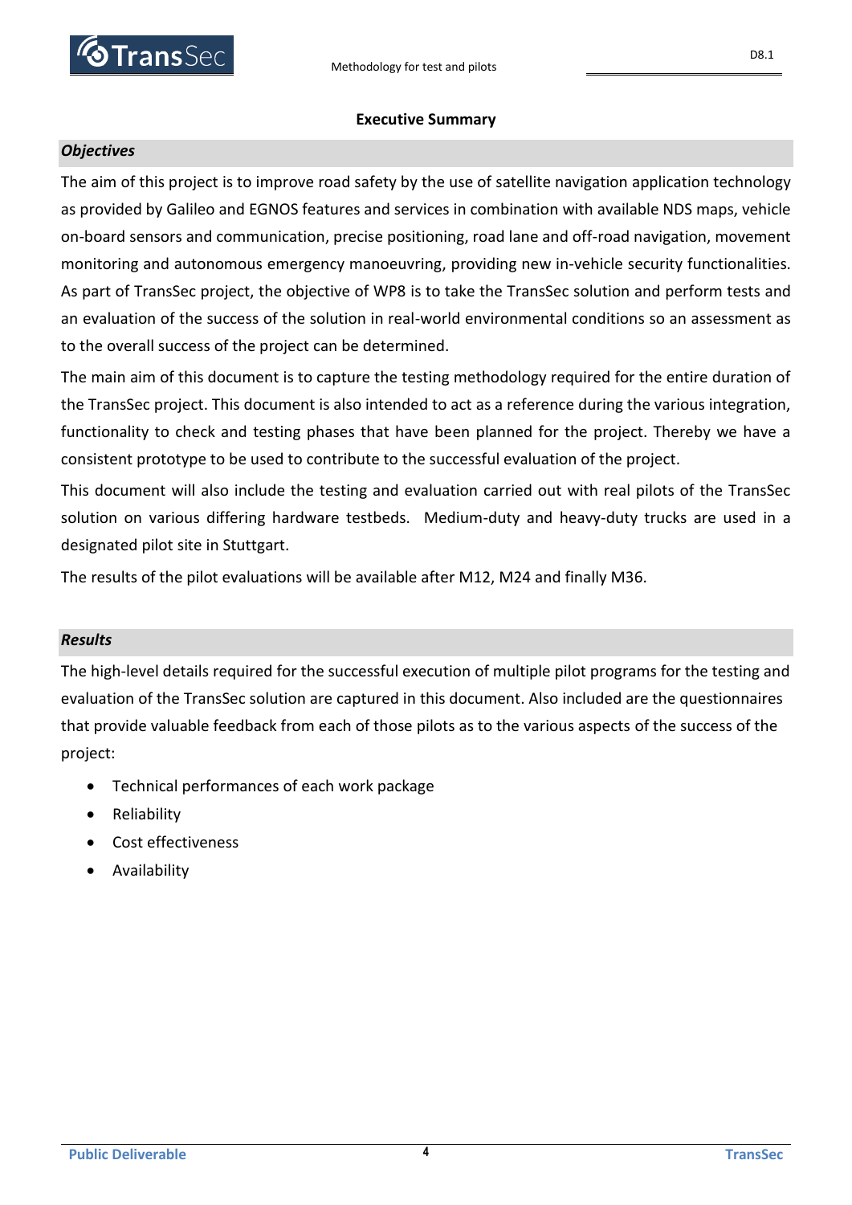# Executive Summary

### *Objectives*

The aim of this project is to improve road safety by the use of satellite navigation application technology as provided by Galileo and EGNOS features and services in combination with available NDS maps, vehicle on-board sensors and communication, precise positioning, road lane and off-road navigation, movement monitoring and autonomous emergency manoeuvring, providing new in-vehicle security functionalities. As part of TransSec project, the objective of WP8 is to take the TransSec solution and perform tests and an evaluation of the success of the solution in real-world environmental conditions so an assessment as to the overall success of the project can be determined.

The main aim of this document is to capture the testing methodology required for the entire duration of the TransSec project. This document is also intended to act as a reference during the various integration, functionality to check and testing phases that have been planned for the project. Thereby we have a consistent prototype to be used to contribute to the successful evaluation of the project.

This document will also include the testing and evaluation carried out with real pilots of the TransSec solution on various differing hardware testbeds. Medium-duty and heavy-duty trucks are used in a designated pilot site in Stuttgart.

The results of the pilot evaluations will be available after M12, M24 and finally M36.

### *Results*

The high-level details required for the successful execution of multiple pilot programs for the testing and evaluation of the TransSec solution are captured in this document. Also included are the questionnaires that provide valuable feedback from each of those pilots as to the various aspects of the success of the project:

- Technical performances of each work package
- Reliability
- Cost effectiveness
- Availability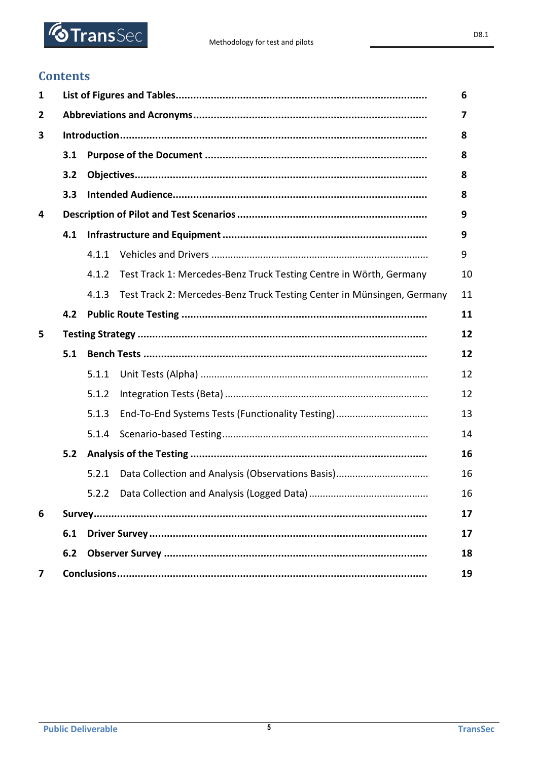# Contents

| | | |
|---|---|---|
| **1** | **List of Figures and Tables** | **6** |
| **2** | **Abbreviations and Acronyms** | **7** |
| **3** | **Introduction** | **8** |
| **3.1** | **Purpose of the Document** | **8** |
| **3.2** | **Objectives** | **8** |
| **3.3** | **Intended Audience** | **8** |
| **4** | **Description of Pilot and Test Scenarios** | **9** |
| **4.1** | **Infrastructure and Equipment** | **9** |
| 4.1.1 | Vehicles and Drivers | 9 |
| 4.1.2 | Test Track 1: Mercedes-Benz Truck Testing Centre in Wörth, Germany | 10 |
| 4.1.3 | Test Track 2: Mercedes-Benz Truck Testing Center in Münsingen, Germany | 11 |
| **4.2** | **Public Route Testing** | **11** |
| **5** | **Testing Strategy** | **12** |
| **5.1** | **Bench Tests** | **12** |
| 5.1.1 | Unit Tests (Alpha) | 12 |
| 5.1.2 | Integration Tests (Beta) | 12 |
| 5.1.3 | End-To-End Systems Tests (Functionality Testing) | 13 |
| 5.1.4 | Scenario-based Testing | 14 |
| **5.2** | **Analysis of the Testing** | **16** |
| 5.2.1 | Data Collection and Analysis (Observations Basis) | 16 |
| 5.2.2 | Data Collection and Analysis (Logged Data) | 16 |
| **6** | **Survey** | **17** |
| **6.1** | **Driver Survey** | **17** |
| **6.2** | **Observer Survey** | **18** |
| **7** | **Conclusions** | **19** |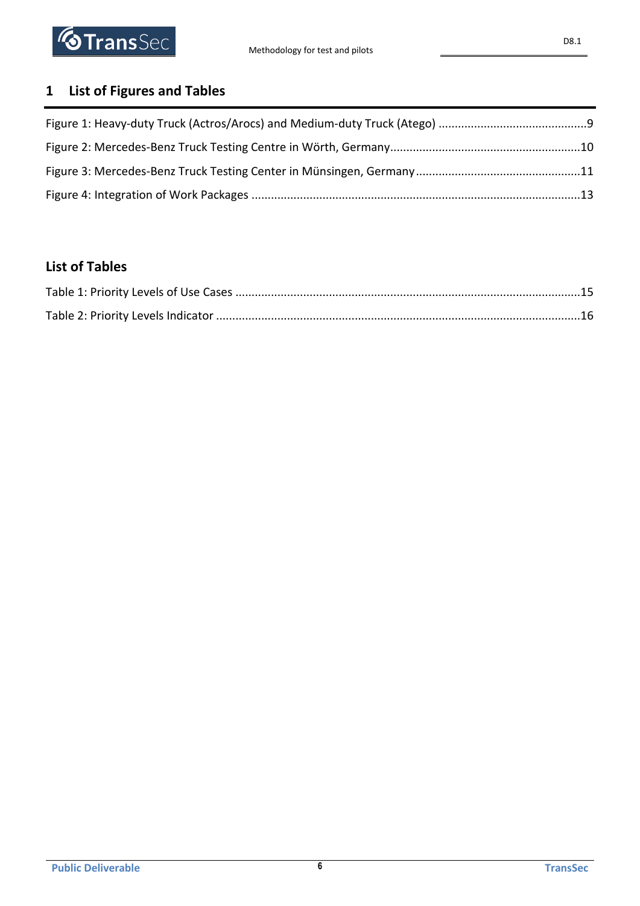# 1 List of Figures and Tables

Figure 1: Heavy-duty Truck (Actros/Arocs) and Medium-duty Truck (Atego) .............................................9

Figure 2: Mercedes-Benz Truck Testing Centre in Wörth, Germany...........................................................10

Figure 3: Mercedes-Benz Truck Testing Center in Münsingen, Germany...................................................11

Figure 4: Integration of Work Packages .....................................................................................................13

## List of Tables

Table 1: Priority Levels of Use Cases ..........................................................................................................15

Table 2: Priority Levels Indicator ................................................................................................................16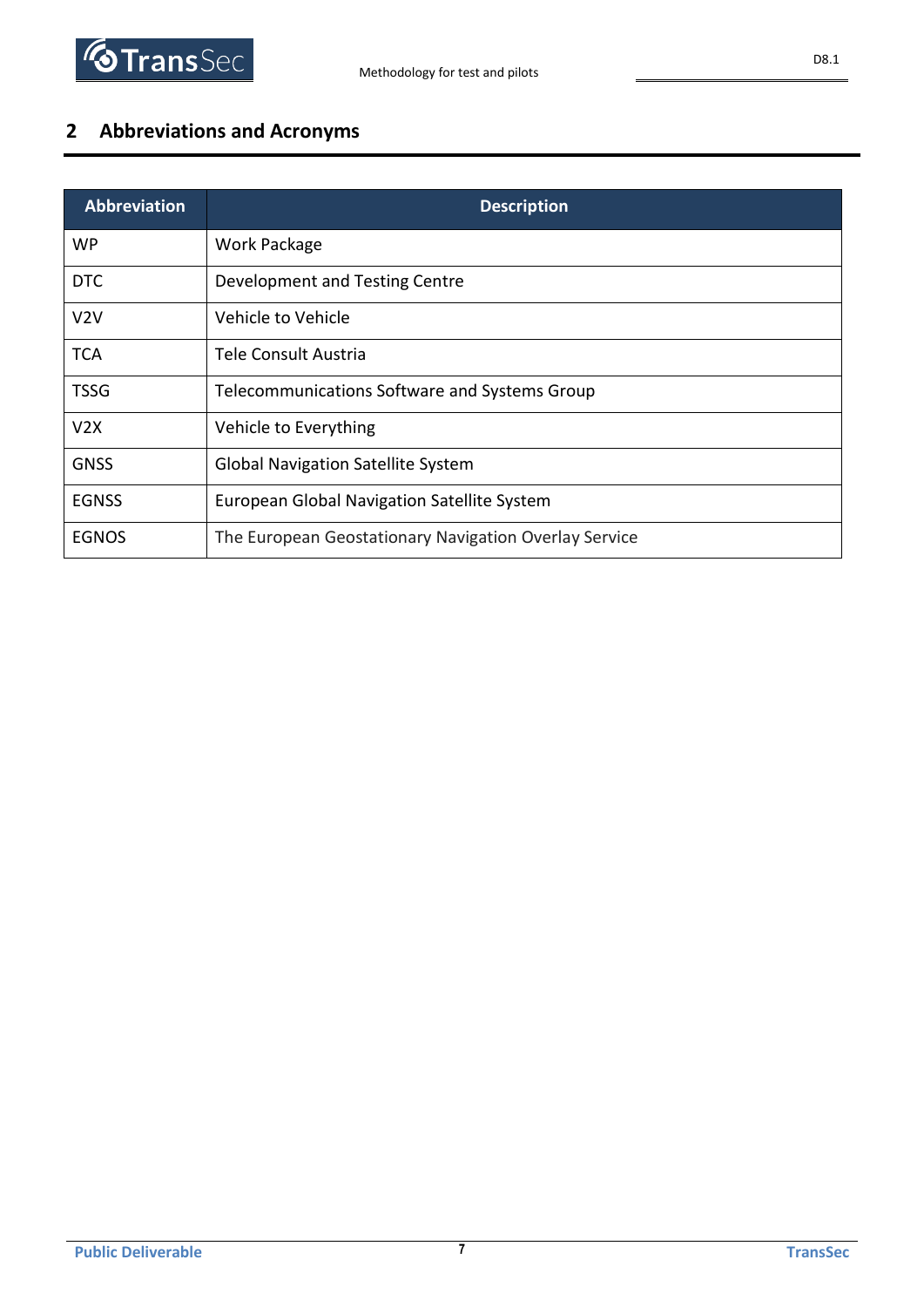# 2 Abbreviations and Acronyms

| Abbreviation | Description |
|---|---|
| WP | Work Package |
| DTC | Development and Testing Centre |
| V2V | Vehicle to Vehicle |
| TCA | Tele Consult Austria |
| TSSG | Telecommunications Software and Systems Group |
| V2X | Vehicle to Everything |
| GNSS | Global Navigation Satellite System |
| EGNSS | European Global Navigation Satellite System |
| EGNOS | The European Geostationary Navigation Overlay Service |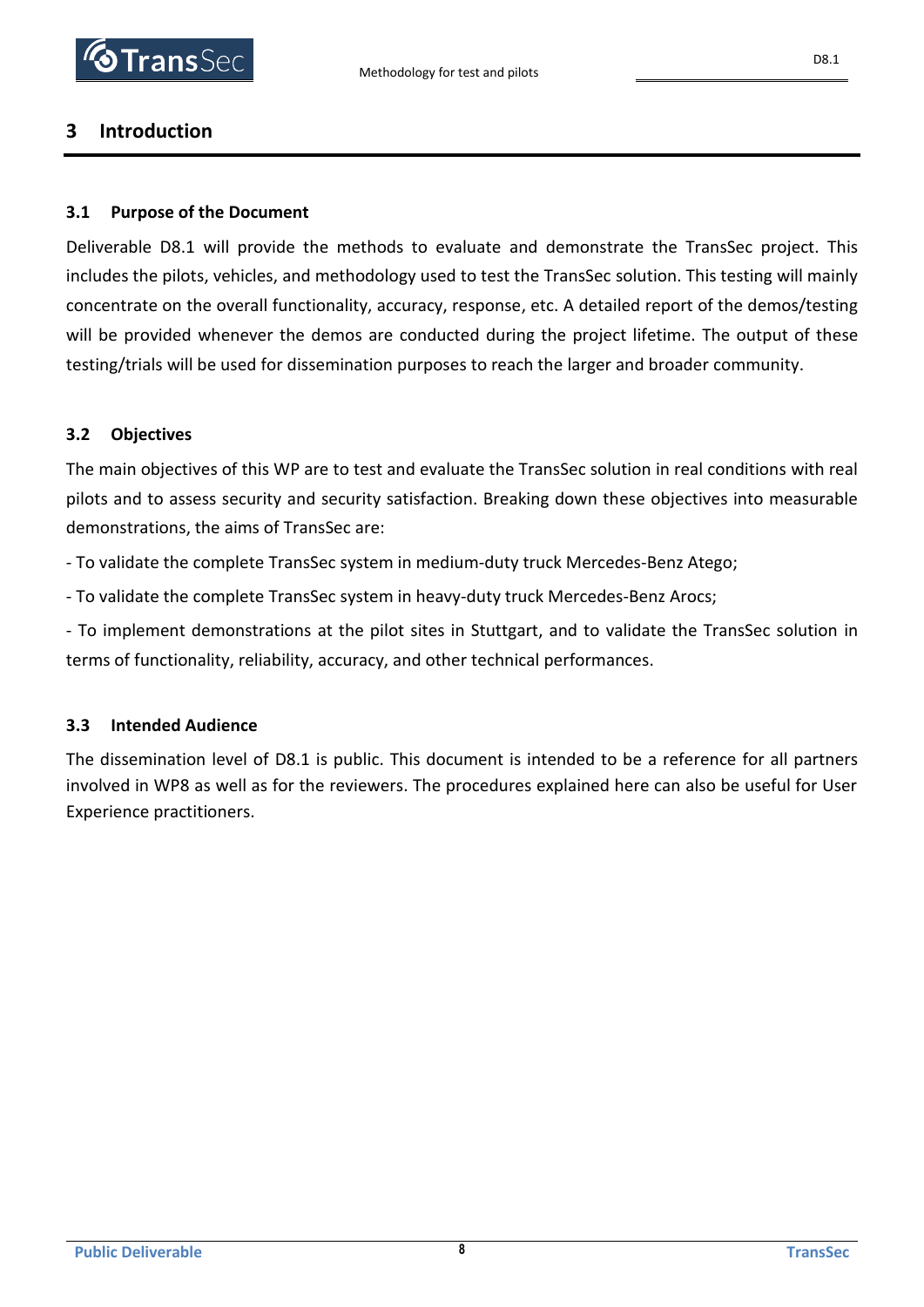# 3 Introduction

## 3.1 Purpose of the Document

Deliverable D8.1 will provide the methods to evaluate and demonstrate the TransSec project. This includes the pilots, vehicles, and methodology used to test the TransSec solution. This testing will mainly concentrate on the overall functionality, accuracy, response, etc. A detailed report of the demos/testing will be provided whenever the demos are conducted during the project lifetime. The output of these testing/trials will be used for dissemination purposes to reach the larger and broader community.

## 3.2 Objectives

The main objectives of this WP are to test and evaluate the TransSec solution in real conditions with real pilots and to assess security and security satisfaction. Breaking down these objectives into measurable demonstrations, the aims of TransSec are:

- To validate the complete TransSec system in medium-duty truck Mercedes-Benz Atego;
- To validate the complete TransSec system in heavy-duty truck Mercedes-Benz Arocs;
- To implement demonstrations at the pilot sites in Stuttgart, and to validate the TransSec solution in terms of functionality, reliability, accuracy, and other technical performances.

## 3.3 Intended Audience

The dissemination level of D8.1 is public. This document is intended to be a reference for all partners involved in WP8 as well as for the reviewers. The procedures explained here can also be useful for User Experience practitioners.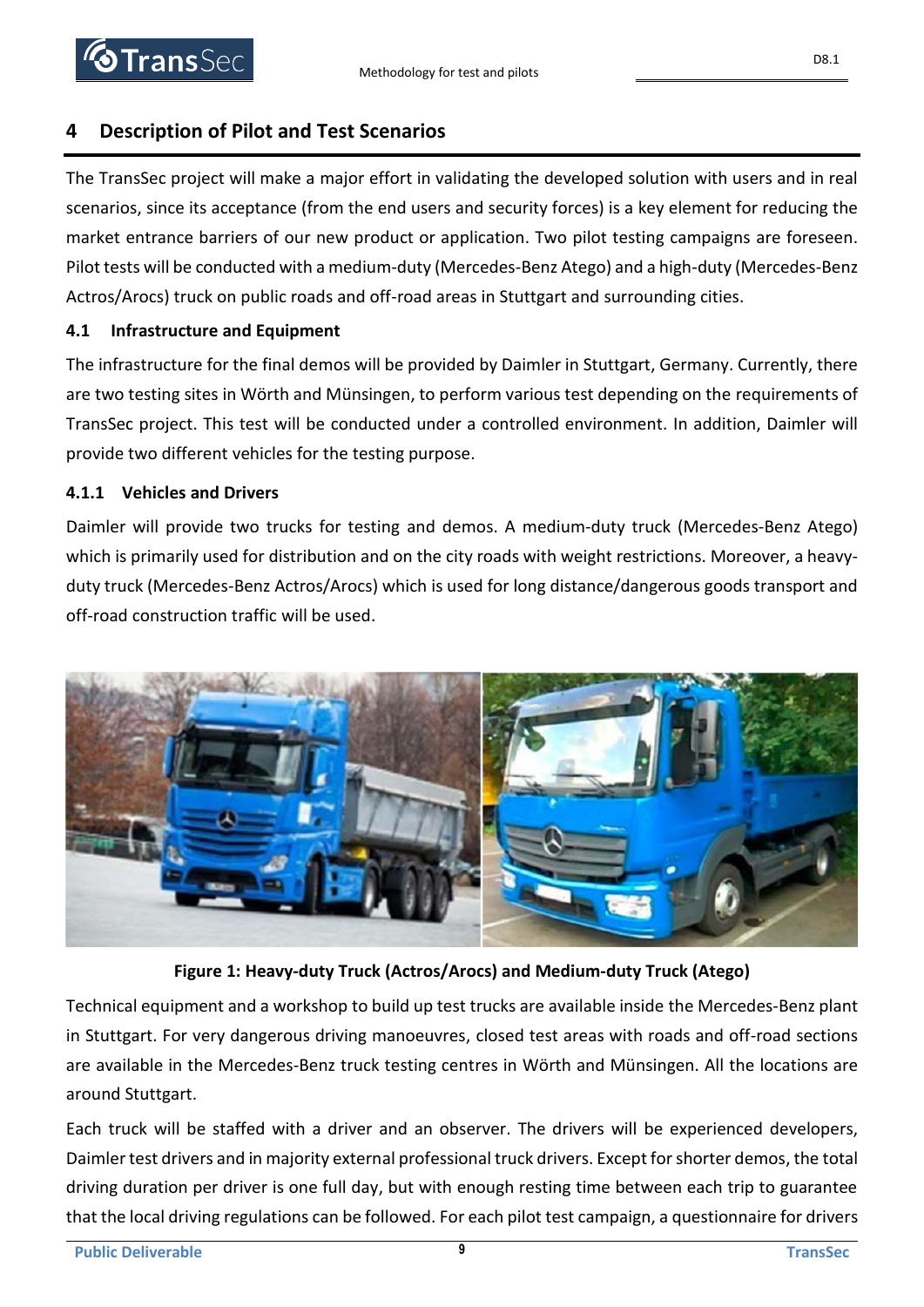# 4 Description of Pilot and Test Scenarios

The TransSec project will make a major effort in validating the developed solution with users and in real scenarios, since its acceptance (from the end users and security forces) is a key element for reducing the market entrance barriers of our new product or application. Two pilot testing campaigns are foreseen. Pilot tests will be conducted with a medium-duty (Mercedes-Benz Atego) and a high-duty (Mercedes-Benz Actros/Arocs) truck on public roads and off-road areas in Stuttgart and surrounding cities.

## 4.1 Infrastructure and Equipment

The infrastructure for the final demos will be provided by Daimler in Stuttgart, Germany. Currently, there are two testing sites in Wörth and Münsingen, to perform various test depending on the requirements of TransSec project. This test will be conducted under a controlled environment. In addition, Daimler will provide two different vehicles for the testing purpose.

### 4.1.1 Vehicles and Drivers

Daimler will provide two trucks for testing and demos. A medium-duty truck (Mercedes-Benz Atego) which is primarily used for distribution and on the city roads with weight restrictions. Moreover, a heavy-duty truck (Mercedes-Benz Actros/Arocs) which is used for long distance/dangerous goods transport and off-road construction traffic will be used.

**Figure 1: Heavy-duty Truck (Actros/Arocs) and Medium-duty Truck (Atego)**

Technical equipment and a workshop to build up test trucks are available inside the Mercedes-Benz plant in Stuttgart. For very dangerous driving manoeuvres, closed test areas with roads and off-road sections are available in the Mercedes-Benz truck testing centres in Wörth and Münsingen. All the locations are around Stuttgart.

Each truck will be staffed with a driver and an observer. The drivers will be experienced developers, Daimler test drivers and in majority external professional truck drivers. Except for shorter demos, the total driving duration per driver is one full day, but with enough resting time between each trip to guarantee that the local driving regulations can be followed. For each pilot test campaign, a questionnaire for drivers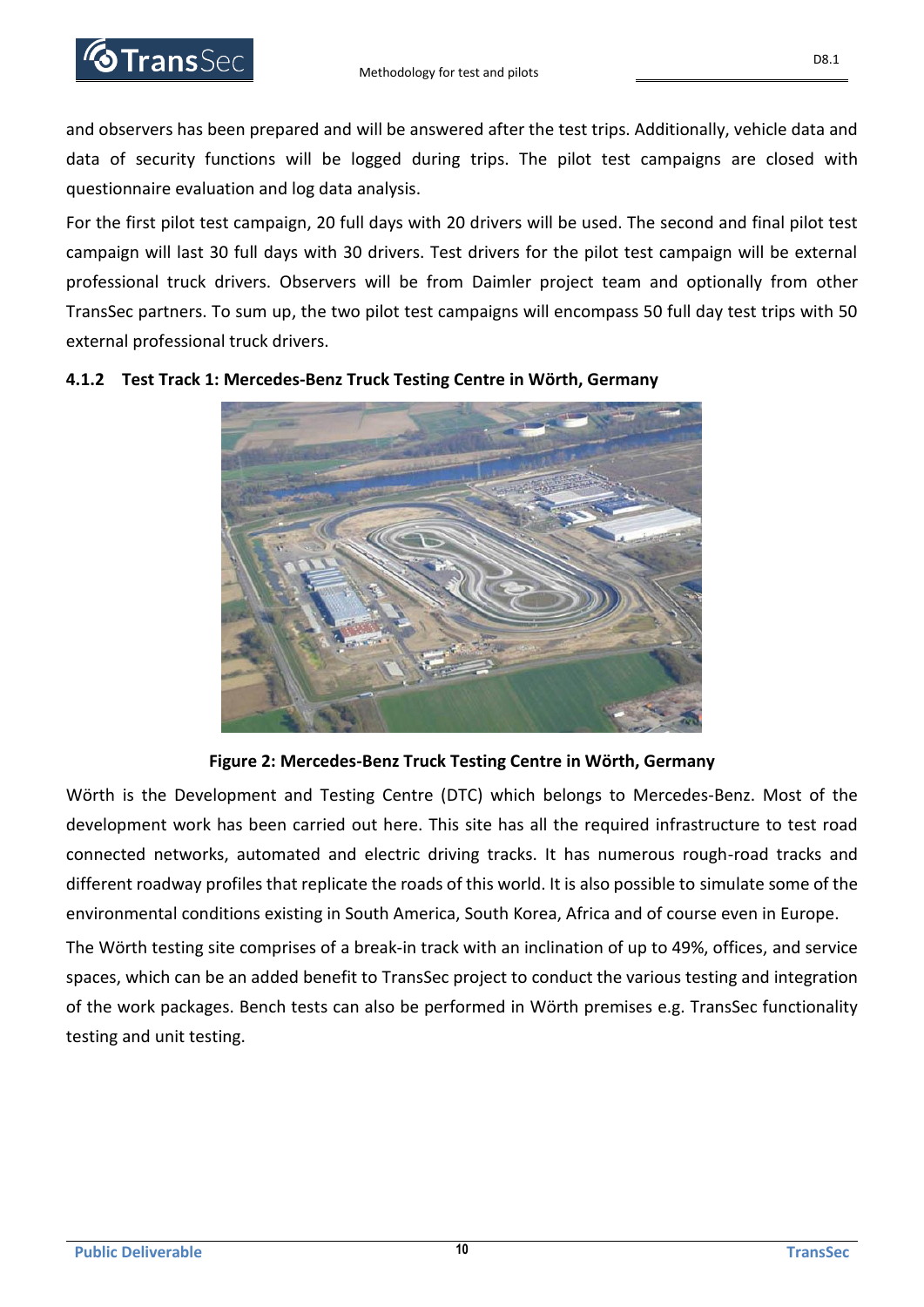and observers has been prepared and will be answered after the test trips. Additionally, vehicle data and data of security functions will be logged during trips. The pilot test campaigns are closed with questionnaire evaluation and log data analysis.

For the first pilot test campaign, 20 full days with 20 drivers will be used. The second and final pilot test campaign will last 30 full days with 30 drivers. Test drivers for the pilot test campaign will be external professional truck drivers. Observers will be from Daimler project team and optionally from other TransSec partners. To sum up, the two pilot test campaigns will encompass 50 full day test trips with 50 external professional truck drivers.

### 4.1.2 Test Track 1: Mercedes-Benz Truck Testing Centre in Wörth, Germany

**Figure 2: Mercedes-Benz Truck Testing Centre in Wörth, Germany**

Wörth is the Development and Testing Centre (DTC) which belongs to Mercedes-Benz. Most of the development work has been carried out here. This site has all the required infrastructure to test road connected networks, automated and electric driving tracks. It has numerous rough-road tracks and different roadway profiles that replicate the roads of this world. It is also possible to simulate some of the environmental conditions existing in South America, South Korea, Africa and of course even in Europe.

The Wörth testing site comprises of a break-in track with an inclination of up to 49%, offices, and service spaces, which can be an added benefit to TransSec project to conduct the various testing and integration of the work packages. Bench tests can also be performed in Wörth premises e.g. TransSec functionality testing and unit testing.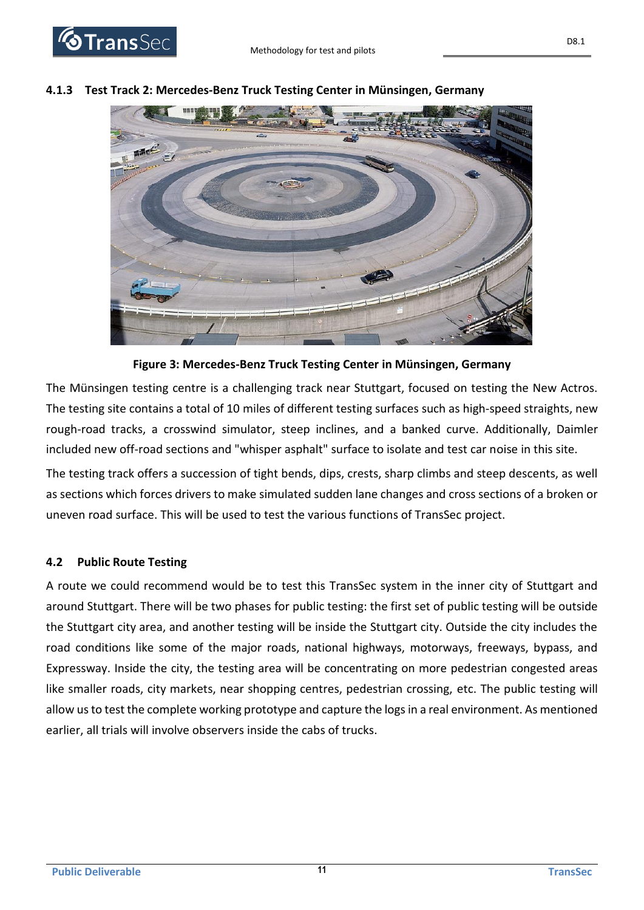### 4.1.3 Test Track 2: Mercedes-Benz Truck Testing Center in Münsingen, Germany

**Figure 3: Mercedes-Benz Truck Testing Center in Münsingen, Germany**

The Münsingen testing centre is a challenging track near Stuttgart, focused on testing the New Actros. The testing site contains a total of 10 miles of different testing surfaces such as high-speed straights, new rough-road tracks, a crosswind simulator, steep inclines, and a banked curve. Additionally, Daimler included new off-road sections and "whisper asphalt" surface to isolate and test car noise in this site.

The testing track offers a succession of tight bends, dips, crests, sharp climbs and steep descents, as well as sections which forces drivers to make simulated sudden lane changes and cross sections of a broken or uneven road surface. This will be used to test the various functions of TransSec project.

## 4.2 Public Route Testing

A route we could recommend would be to test this TransSec system in the inner city of Stuttgart and around Stuttgart. There will be two phases for public testing: the first set of public testing will be outside the Stuttgart city area, and another testing will be inside the Stuttgart city. Outside the city includes the road conditions like some of the major roads, national highways, motorways, freeways, bypass, and Expressway. Inside the city, the testing area will be concentrating on more pedestrian congested areas like smaller roads, city markets, near shopping centres, pedestrian crossing, etc. The public testing will allow us to test the complete working prototype and capture the logs in a real environment. As mentioned earlier, all trials will involve observers inside the cabs of trucks.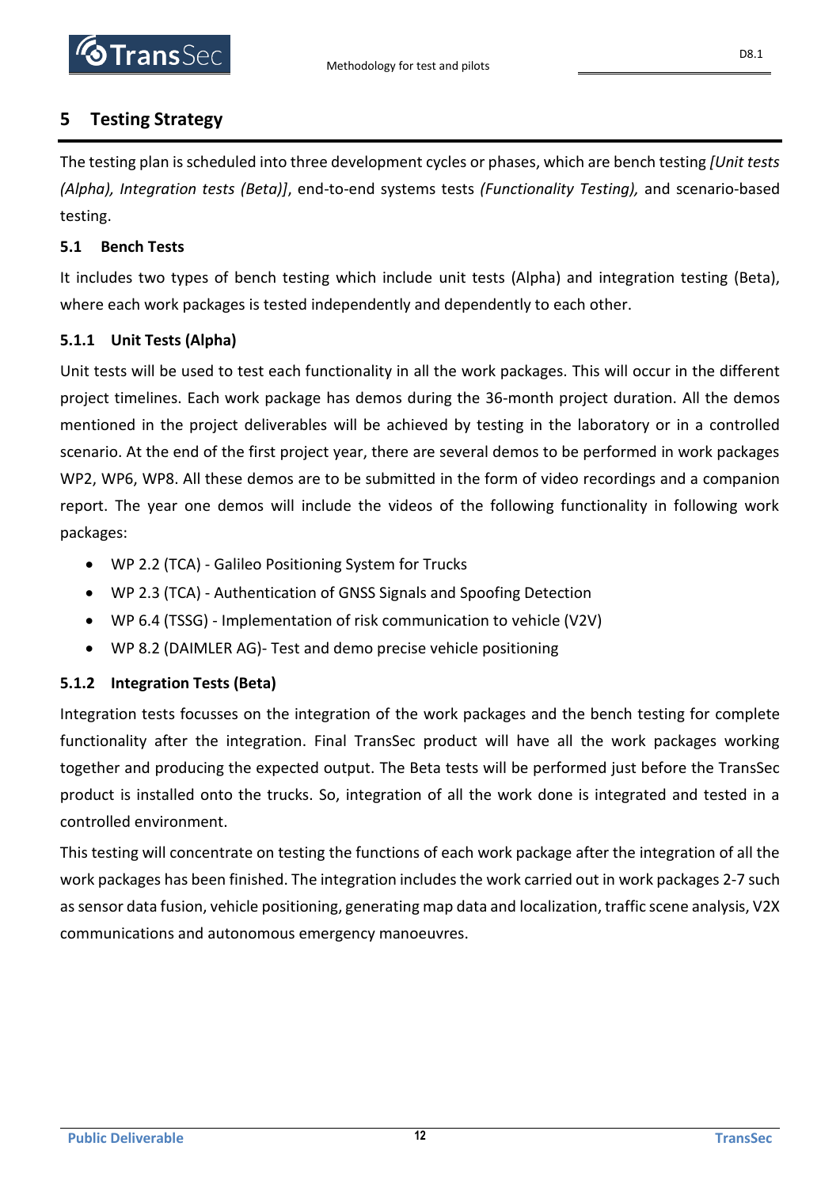# 5 Testing Strategy

The testing plan is scheduled into three development cycles or phases, which are bench testing *[Unit tests (Alpha), Integration tests (Beta)]*, end-to-end systems tests *(Functionality Testing),* and scenario-based testing.

## 5.1 Bench Tests

It includes two types of bench testing which include unit tests (Alpha) and integration testing (Beta), where each work packages is tested independently and dependently to each other.

### 5.1.1 Unit Tests (Alpha)

Unit tests will be used to test each functionality in all the work packages. This will occur in the different project timelines. Each work package has demos during the 36-month project duration. All the demos mentioned in the project deliverables will be achieved by testing in the laboratory or in a controlled scenario. At the end of the first project year, there are several demos to be performed in work packages WP2, WP6, WP8. All these demos are to be submitted in the form of video recordings and a companion report. The year one demos will include the videos of the following functionality in following work packages:

- WP 2.2 (TCA) - Galileo Positioning System for Trucks
- WP 2.3 (TCA) - Authentication of GNSS Signals and Spoofing Detection
- WP 6.4 (TSSG) - Implementation of risk communication to vehicle (V2V)
- WP 8.2 (DAIMLER AG)- Test and demo precise vehicle positioning

### 5.1.2 Integration Tests (Beta)

Integration tests focusses on the integration of the work packages and the bench testing for complete functionality after the integration. Final TransSec product will have all the work packages working together and producing the expected output. The Beta tests will be performed just before the TransSec product is installed onto the trucks. So, integration of all the work done is integrated and tested in a controlled environment.

This testing will concentrate on testing the functions of each work package after the integration of all the work packages has been finished. The integration includes the work carried out in work packages 2-7 such as sensor data fusion, vehicle positioning, generating map data and localization, traffic scene analysis, V2X communications and autonomous emergency manoeuvres.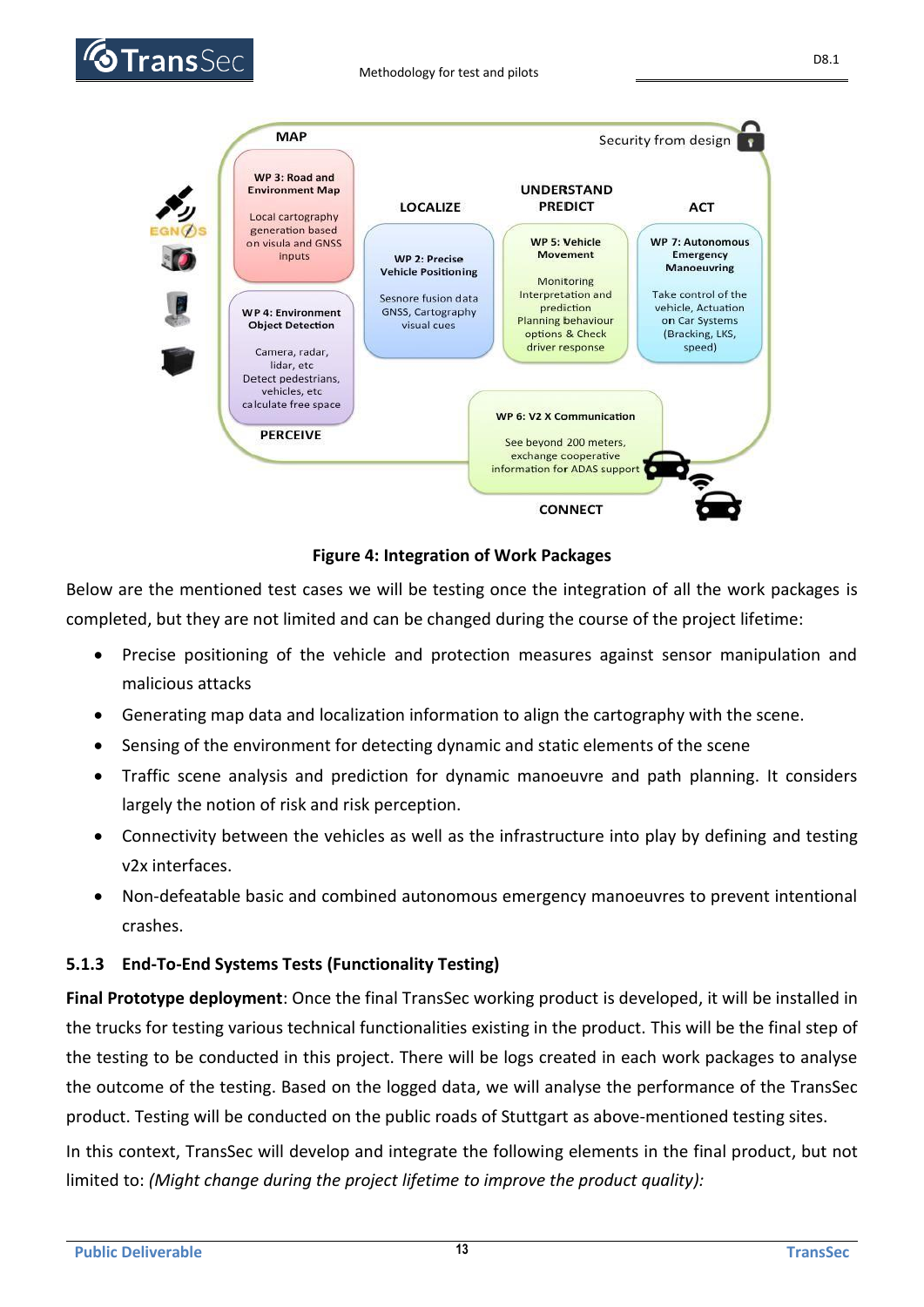Figure 4: Integration of Work Packages

Below are the mentioned test cases we will be testing once the integration of all the work packages is completed, but they are not limited and can be changed during the course of the project lifetime:

- Precise positioning of the vehicle and protection measures against sensor manipulation and malicious attacks
- Generating map data and localization information to align the cartography with the scene.
- Sensing of the environment for detecting dynamic and static elements of the scene
- Traffic scene analysis and prediction for dynamic manoeuvre and path planning. It considers largely the notion of risk and risk perception.
- Connectivity between the vehicles as well as the infrastructure into play by defining and testing v2x interfaces.
- Non-defeatable basic and combined autonomous emergency manoeuvres to prevent intentional crashes.

### 5.1.3 End-To-End Systems Tests (Functionality Testing)

**Final Prototype deployment**: Once the final TransSec working product is developed, it will be installed in the trucks for testing various technical functionalities existing in the product. This will be the final step of the testing to be conducted in this project. There will be logs created in each work packages to analyse the outcome of the testing. Based on the logged data, we will analyse the performance of the TransSec product. Testing will be conducted on the public roads of Stuttgart as above-mentioned testing sites.

In this context, TransSec will develop and integrate the following elements in the final product, but not limited to: *(Might change during the project lifetime to improve the product quality):*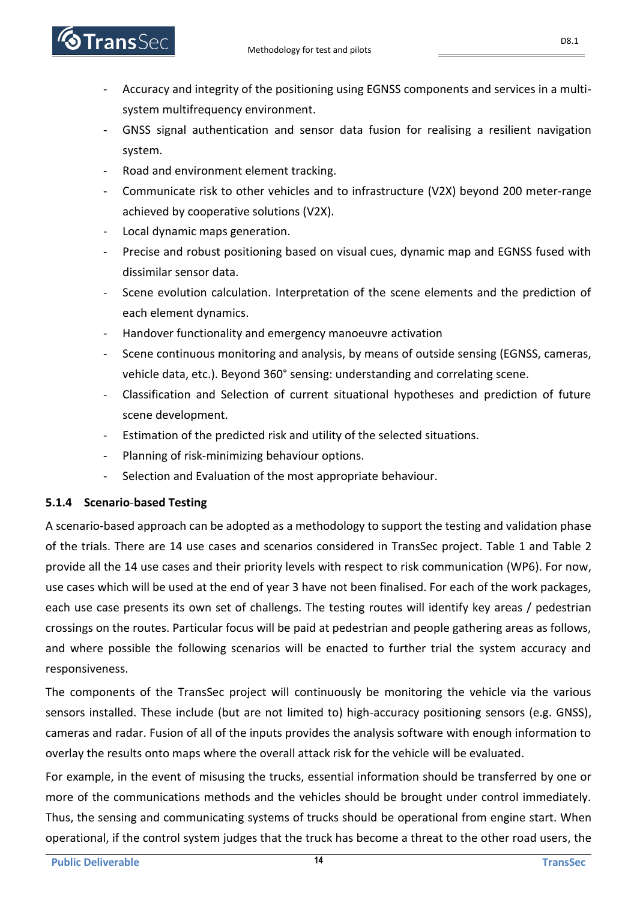- Accuracy and integrity of the positioning using EGNSS components and services in a multi-system multifrequency environment.
- GNSS signal authentication and sensor data fusion for realising a resilient navigation system.
- Road and environment element tracking.
- Communicate risk to other vehicles and to infrastructure (V2X) beyond 200 meter-range achieved by cooperative solutions (V2X).
- Local dynamic maps generation.
- Precise and robust positioning based on visual cues, dynamic map and EGNSS fused with dissimilar sensor data.
- Scene evolution calculation. Interpretation of the scene elements and the prediction of each element dynamics.
- Handover functionality and emergency manoeuvre activation
- Scene continuous monitoring and analysis, by means of outside sensing (EGNSS, cameras, vehicle data, etc.). Beyond 360° sensing: understanding and correlating scene.
- Classification and Selection of current situational hypotheses and prediction of future scene development.
- Estimation of the predicted risk and utility of the selected situations.
- Planning of risk-minimizing behaviour options.
- Selection and Evaluation of the most appropriate behaviour.

### 5.1.4 Scenario-based Testing

A scenario-based approach can be adopted as a methodology to support the testing and validation phase of the trials. There are 14 use cases and scenarios considered in TransSec project. Table 1 and Table 2 provide all the 14 use cases and their priority levels with respect to risk communication (WP6). For now, use cases which will be used at the end of year 3 have not been finalised. For each of the work packages, each use case presents its own set of challengs. The testing routes will identify key areas / pedestrian crossings on the routes. Particular focus will be paid at pedestrian and people gathering areas as follows, and where possible the following scenarios will be enacted to further trial the system accuracy and responsiveness.

The components of the TransSec project will continuously be monitoring the vehicle via the various sensors installed. These include (but are not limited to) high-accuracy positioning sensors (e.g. GNSS), cameras and radar. Fusion of all of the inputs provides the analysis software with enough information to overlay the results onto maps where the overall attack risk for the vehicle will be evaluated.

For example, in the event of misusing the trucks, essential information should be transferred by one or more of the communications methods and the vehicles should be brought under control immediately. Thus, the sensing and communicating systems of trucks should be operational from engine start. When operational, if the control system judges that the truck has become a threat to the other road users, the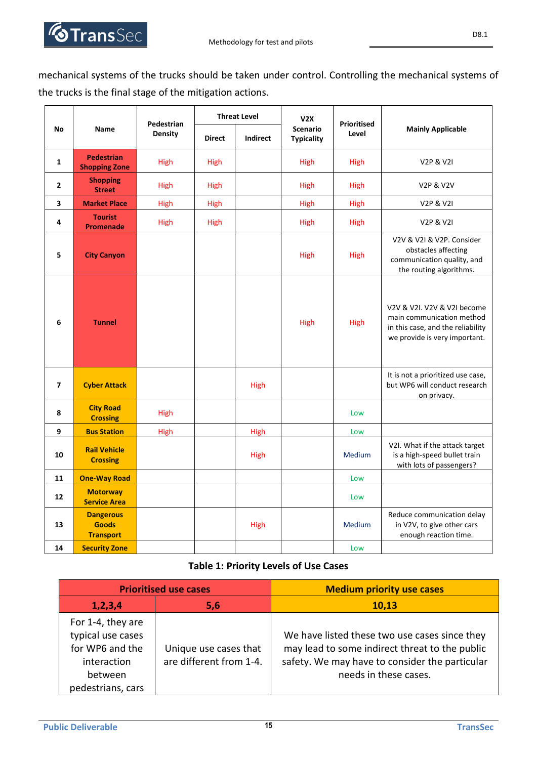mechanical systems of the trucks should be taken under control. Controlling the mechanical systems of the trucks is the final stage of the mitigation actions.

| No | Name | Pedestrian Density | Threat Level | | V2X Scenario Typicality | Prioritised Level | Mainly Applicable |
|---|---|---|---|---|---|---|---|
| | | | Direct | Indirect | | | |
| 1 | Pedestrian Shopping Zone | High | High | | High | High | V2P & V2I |
| 2 | Shopping Street | High | High | | High | High | V2P & V2V |
| 3 | Market Place | High | High | | High | High | V2P & V2I |
| 4 | Tourist Promenade | High | High | | High | High | V2P & V2I |
| 5 | City Canyon | | | | High | High | V2V & V2I & V2P. Consider obstacles affecting communication quality, and the routing algorithms. |
| 6 | Tunnel | | | | High | High | V2V & V2I. V2V & V2I become main communication method in this case, and the reliability we provide is very important. |
| 7 | Cyber Attack | | | High | | | It is not a prioritized use case, but WP6 will conduct research on privacy. |
| 8 | City Road Crossing | High | | | | Low | |
| 9 | Bus Station | High | | High | | Low | |
| 10 | Rail Vehicle Crossing | | | High | | Medium | V2I. What if the attack target is a high-speed bullet train with lots of passengers? |
| 11 | One-Way Road | | | | | Low | |
| 12 | Motorway Service Area | | | | | Low | |
| 13 | Dangerous Goods Transport | | | High | | Medium | Reduce communication delay in V2V, to give other cars enough reaction time. |
| 14 | Security Zone | | | | | Low | |

**Table 1: Priority Levels of Use Cases**

| Prioritised use cases | | Medium priority use cases |
|---|---|---|
| 1,2,3,4 | 5,6 | 10,13 |
| For 1-4, they are typical use cases for WP6 and the interaction between pedestrians, cars | Unique use cases that are different from 1-4. | We have listed these two use cases since they may lead to some indirect threat to the public safety. We may have to consider the particular needs in these cases. |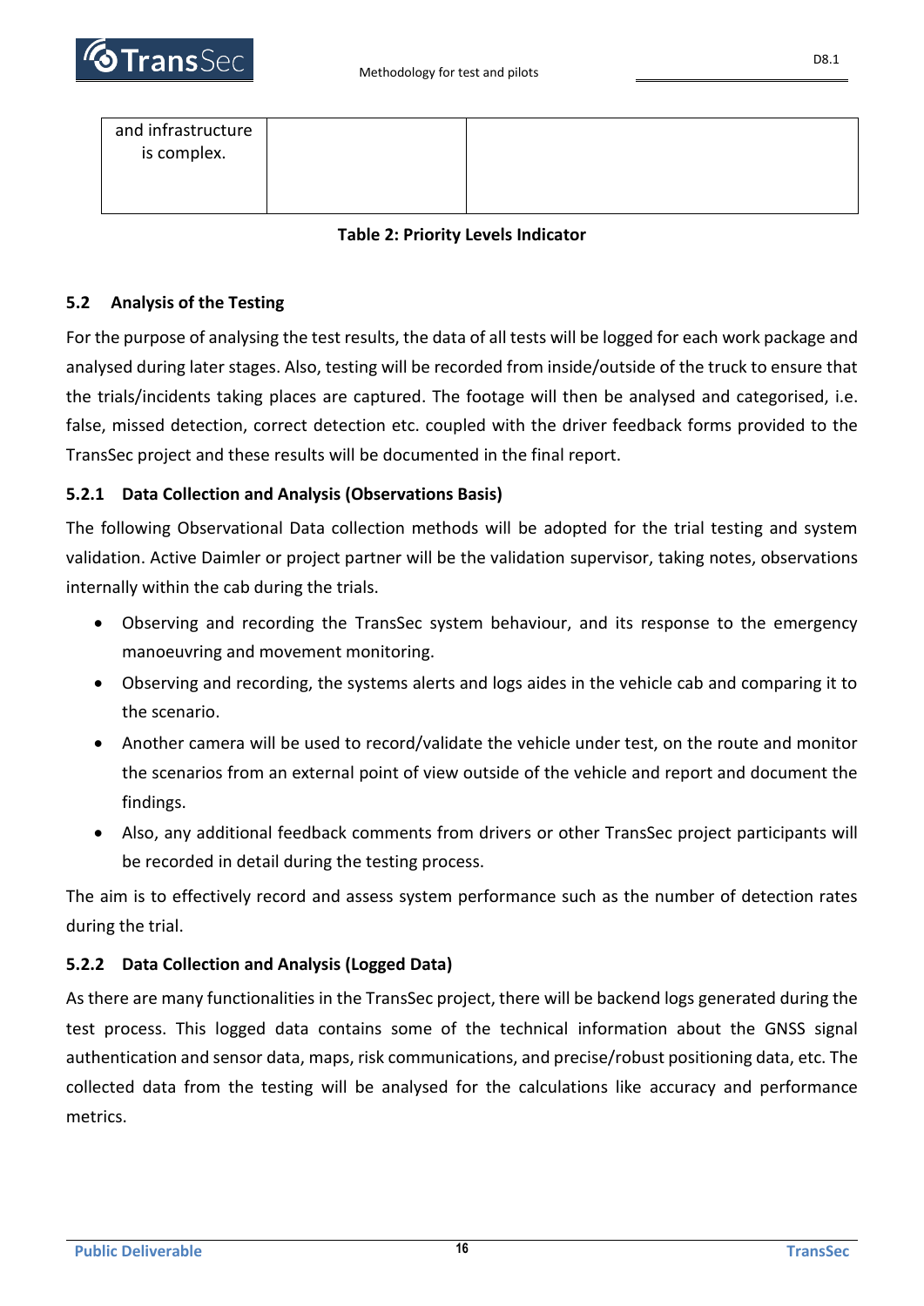| and infrastructure is complex. | | |
|---|---|---|

**Table 2: Priority Levels Indicator**

### 5.2 Analysis of the Testing

For the purpose of analysing the test results, the data of all tests will be logged for each work package and analysed during later stages. Also, testing will be recorded from inside/outside of the truck to ensure that the trials/incidents taking places are captured. The footage will then be analysed and categorised, i.e. false, missed detection, correct detection etc. coupled with the driver feedback forms provided to the TransSec project and these results will be documented in the final report.

#### 5.2.1 Data Collection and Analysis (Observations Basis)

The following Observational Data collection methods will be adopted for the trial testing and system validation. Active Daimler or project partner will be the validation supervisor, taking notes, observations internally within the cab during the trials.

- Observing and recording the TransSec system behaviour, and its response to the emergency manoeuvring and movement monitoring.
- Observing and recording, the systems alerts and logs aides in the vehicle cab and comparing it to the scenario.
- Another camera will be used to record/validate the vehicle under test, on the route and monitor the scenarios from an external point of view outside of the vehicle and report and document the findings.
- Also, any additional feedback comments from drivers or other TransSec project participants will be recorded in detail during the testing process.

The aim is to effectively record and assess system performance such as the number of detection rates during the trial.

#### 5.2.2 Data Collection and Analysis (Logged Data)

As there are many functionalities in the TransSec project, there will be backend logs generated during the test process. This logged data contains some of the technical information about the GNSS signal authentication and sensor data, maps, risk communications, and precise/robust positioning data, etc. The collected data from the testing will be analysed for the calculations like accuracy and performance metrics.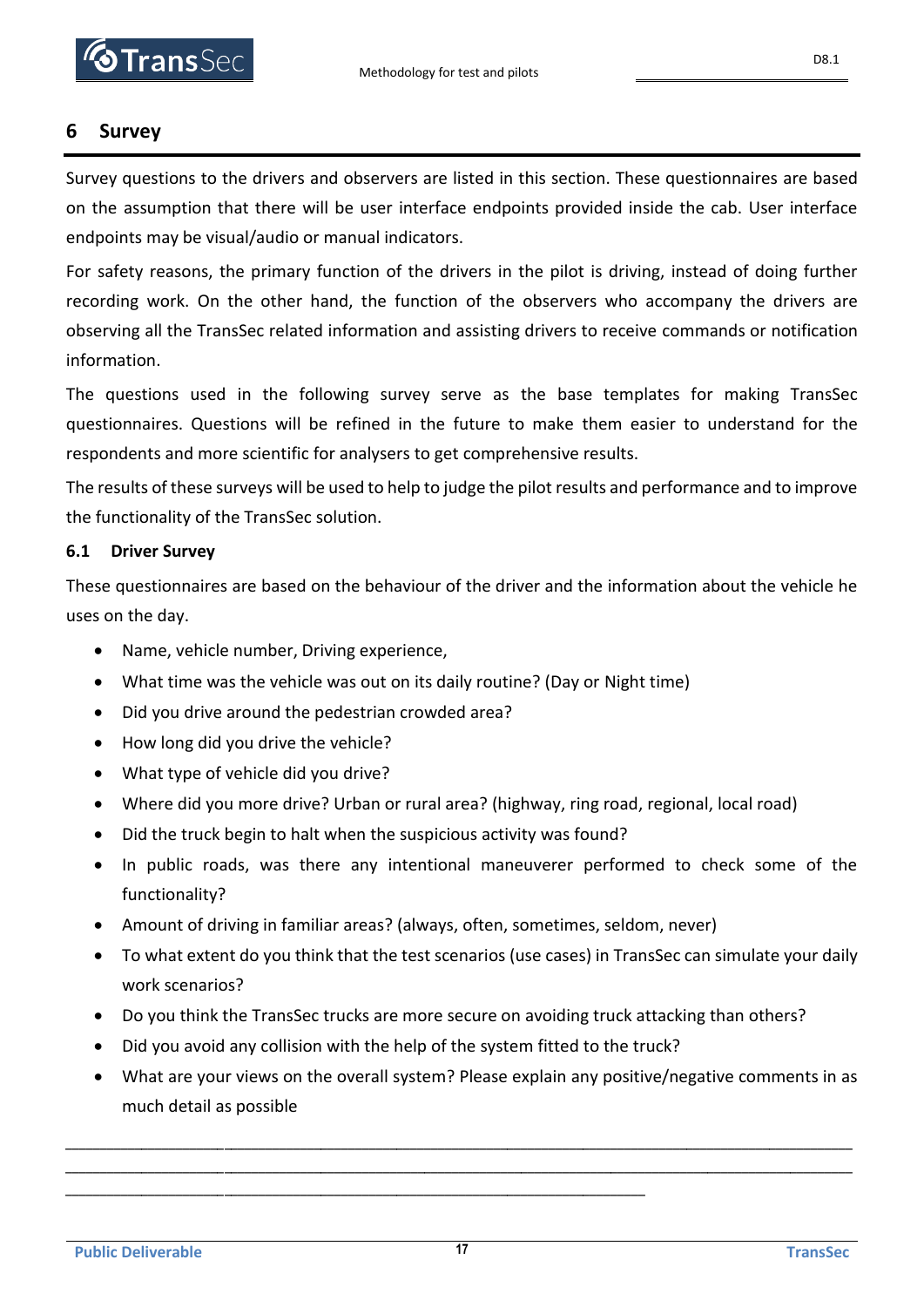# 6 Survey

Survey questions to the drivers and observers are listed in this section. These questionnaires are based on the assumption that there will be user interface endpoints provided inside the cab. User interface endpoints may be visual/audio or manual indicators.

For safety reasons, the primary function of the drivers in the pilot is driving, instead of doing further recording work. On the other hand, the function of the observers who accompany the drivers are observing all the TransSec related information and assisting drivers to receive commands or notification information.

The questions used in the following survey serve as the base templates for making TransSec questionnaires. Questions will be refined in the future to make them easier to understand for the respondents and more scientific for analysers to get comprehensive results.

The results of these surveys will be used to help to judge the pilot results and performance and to improve the functionality of the TransSec solution.

## 6.1 Driver Survey

These questionnaires are based on the behaviour of the driver and the information about the vehicle he uses on the day.

- Name, vehicle number, Driving experience,
- What time was the vehicle was out on its daily routine? (Day or Night time)
- Did you drive around the pedestrian crowded area?
- How long did you drive the vehicle?
- What type of vehicle did you drive?
- Where did you more drive? Urban or rural area? (highway, ring road, regional, local road)
- Did the truck begin to halt when the suspicious activity was found?
- In public roads, was there any intentional maneuverer performed to check some of the functionality?
- Amount of driving in familiar areas? (always, often, sometimes, seldom, never)
- To what extent do you think that the test scenarios (use cases) in TransSec can simulate your daily work scenarios?
- Do you think the TransSec trucks are more secure on avoiding truck attacking than others?
- Did you avoid any collision with the help of the system fitted to the truck?
- What are your views on the overall system? Please explain any positive/negative comments in as much detail as possible

\_\_\_\_\_\_\_\_\_\_\_\_\_\_\_\_\_\_\_\_\_\_\_\_\_\_\_\_\_\_\_\_\_\_\_\_\_\_\_\_\_\_\_\_\_\_\_\_\_\_\_\_\_\_\_\_\_\_\_\_\_\_\_\_\_\_\_\_\_\_\_\_\_\_\_\_\_\_

\_\_\_\_\_\_\_\_\_\_\_\_\_\_\_\_\_\_\_\_\_\_\_\_\_\_\_\_\_\_\_\_\_\_\_\_\_\_\_\_\_\_\_\_\_\_\_\_\_\_\_\_\_\_\_\_\_\_\_\_\_\_\_\_\_\_\_\_\_\_\_\_\_\_\_\_\_\_

\_\_\_\_\_\_\_\_\_\_\_\_\_\_\_\_\_\_\_\_\_\_\_\_\_\_\_\_\_\_\_\_\_\_\_\_\_\_\_\_\_\_\_\_\_\_\_\_\_\_\_\_\_\_\_\_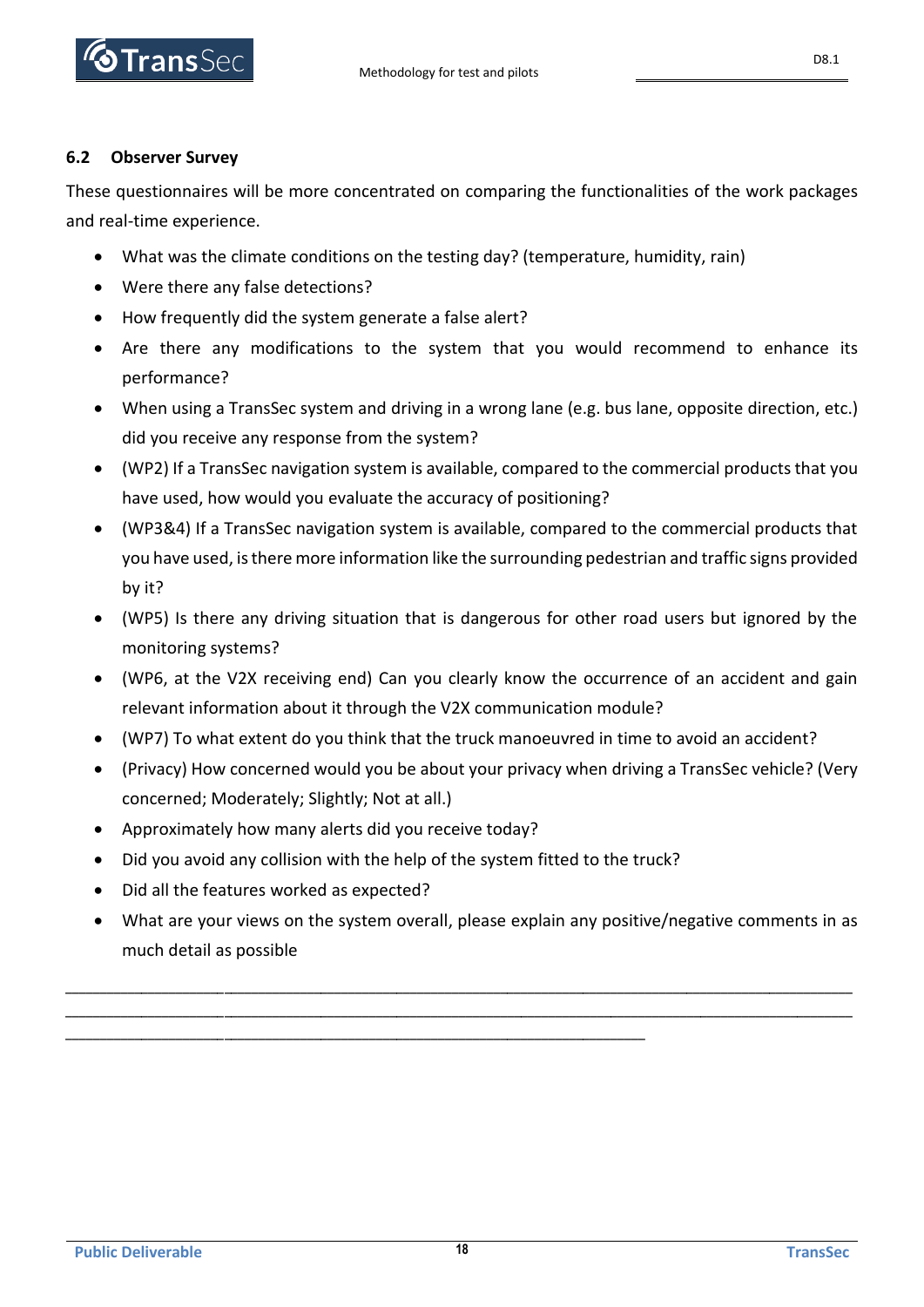### 6.2 Observer Survey

These questionnaires will be more concentrated on comparing the functionalities of the work packages and real-time experience.

- What was the climate conditions on the testing day? (temperature, humidity, rain)
- Were there any false detections?
- How frequently did the system generate a false alert?
- Are there any modifications to the system that you would recommend to enhance its performance?
- When using a TransSec system and driving in a wrong lane (e.g. bus lane, opposite direction, etc.) did you receive any response from the system?
- (WP2) If a TransSec navigation system is available, compared to the commercial products that you have used, how would you evaluate the accuracy of positioning?
- (WP3&4) If a TransSec navigation system is available, compared to the commercial products that you have used, is there more information like the surrounding pedestrian and traffic signs provided by it?
- (WP5) Is there any driving situation that is dangerous for other road users but ignored by the monitoring systems?
- (WP6, at the V2X receiving end) Can you clearly know the occurrence of an accident and gain relevant information about it through the V2X communication module?
- (WP7) To what extent do you think that the truck manoeuvred in time to avoid an accident?
- (Privacy) How concerned would you be about your privacy when driving a TransSec vehicle? (Very concerned; Moderately; Slightly; Not at all.)
- Approximately how many alerts did you receive today?
- Did you avoid any collision with the help of the system fitted to the truck?
- Did all the features worked as expected?
- What are your views on the system overall, please explain any positive/negative comments in as much detail as possible

________________________________________________________________________________
________________________________________________________________________________
__________________________________________________________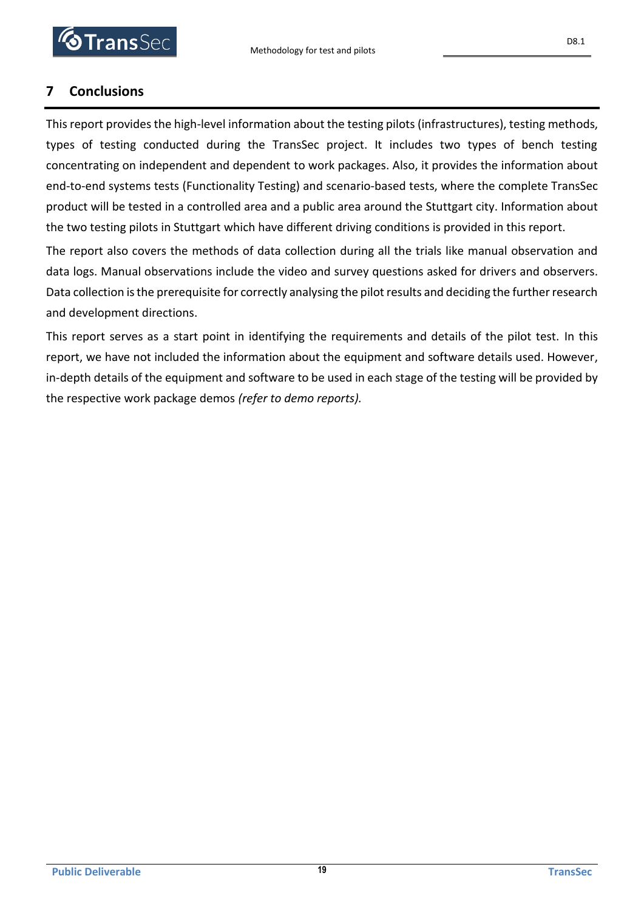# 7 Conclusions

This report provides the high-level information about the testing pilots (infrastructures), testing methods, types of testing conducted during the TransSec project. It includes two types of bench testing concentrating on independent and dependent to work packages. Also, it provides the information about end-to-end systems tests (Functionality Testing) and scenario-based tests, where the complete TransSec product will be tested in a controlled area and a public area around the Stuttgart city. Information about the two testing pilots in Stuttgart which have different driving conditions is provided in this report.

The report also covers the methods of data collection during all the trials like manual observation and data logs. Manual observations include the video and survey questions asked for drivers and observers. Data collection is the prerequisite for correctly analysing the pilot results and deciding the further research and development directions.

This report serves as a start point in identifying the requirements and details of the pilot test. In this report, we have not included the information about the equipment and software details used. However, in-depth details of the equipment and software to be used in each stage of the testing will be provided by the respective work package demos *(refer to demo reports).*